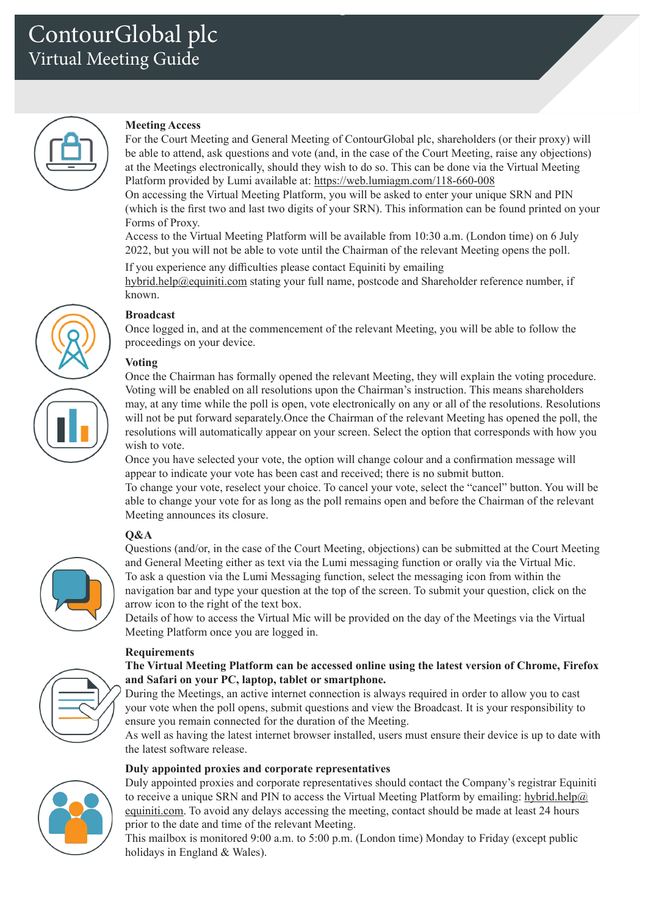# ContourGlobal plc

## Virtual Meeting Guide

### Meeting Access

For the Court Meeting and General Meeting of ContourGlobal plc, shareholders (or their proxy) will be able to attend, ask questions and vote (and, in the case of the Court Meeting, raise any objections) at the Meetings electronically, should they wish to do so. This can be done via the Virtual Meeting Platform provided by Lumi available at: https://web.lumiagm.com/118-660-008

On accessing the Virtual Meeting Platform, you will be asked to enter your unique SRN and PIN (which is the first two and last two digits of your SRN). This information can be found printed on your Forms of Proxy.

Access to the Virtual Meeting Platform will be available from 10:30 a.m. (London time) on 6 July 2022, but you will not be able to vote until the Chairman of the relevant Meeting opens the poll.

If you experience any difficulties please contact Equiniti by emailing hybrid.help@equiniti.com stating your full name, postcode and Shareholder reference number, if known.

### Broadcast

Once logged in, and at the commencement of the relevant Meeting, you will be able to follow the proceedings on your device.

### Voting

Once the Chairman has formally opened the relevant Meeting, they will explain the voting procedure. Voting will be enabled on all resolutions upon the Chairman's instruction. This means shareholders may, at any time while the poll is open, vote electronically on any or all of the resolutions. Resolutions will not be put forward separately.Once the Chairman of the relevant Meeting has opened the poll, the resolutions will automatically appear on your screen. Select the option that corresponds with how you wish to vote.

Once you have selected your vote, the option will change colour and a confirmation message will appear to indicate your vote has been cast and received; there is no submit button.

To change your vote, reselect your choice. To cancel your vote, select the "cancel" button. You will be able to change your vote for as long as the poll remains open and before the Chairman of the relevant Meeting announces its closure.

### Q&A

Questions (and/or, in the case of the Court Meeting, objections) can be submitted at the Court Meeting and General Meeting either as text via the Lumi messaging function or orally via the Virtual Mic.

To ask a question via the Lumi Messaging function, select the messaging icon from within the navigation bar and type your question at the top of the screen. To submit your question, click on the arrow icon to the right of the text box.

Details of how to access the Virtual Mic will be provided on the day of the Meetings via the Virtual Meeting Platform once you are logged in.

### Requirements

**The Virtual Meeting Platform can be accessed online using the latest version of Chrome, Firefox and Safari on your PC, laptop, tablet or smartphone.**

During the Meetings, an active internet connection is always required in order to allow you to cast your vote when the poll opens, submit questions and view the Broadcast. It is your responsibility to ensure you remain connected for the duration of the Meeting.

As well as having the latest internet browser installed, users must ensure their device is up to date with the latest software release.

### Duly appointed proxies and corporate representatives

Duly appointed proxies and corporate representatives should contact the Company's registrar Equiniti to receive a unique SRN and PIN to access the Virtual Meeting Platform by emailing: hybrid.help@equiniti.com. To avoid any delays accessing the meeting, contact should be made at least 24 hours prior to the date and time of the relevant Meeting.

This mailbox is monitored 9:00 a.m. to 5:00 p.m. (London time) Monday to Friday (except public holidays in England & Wales).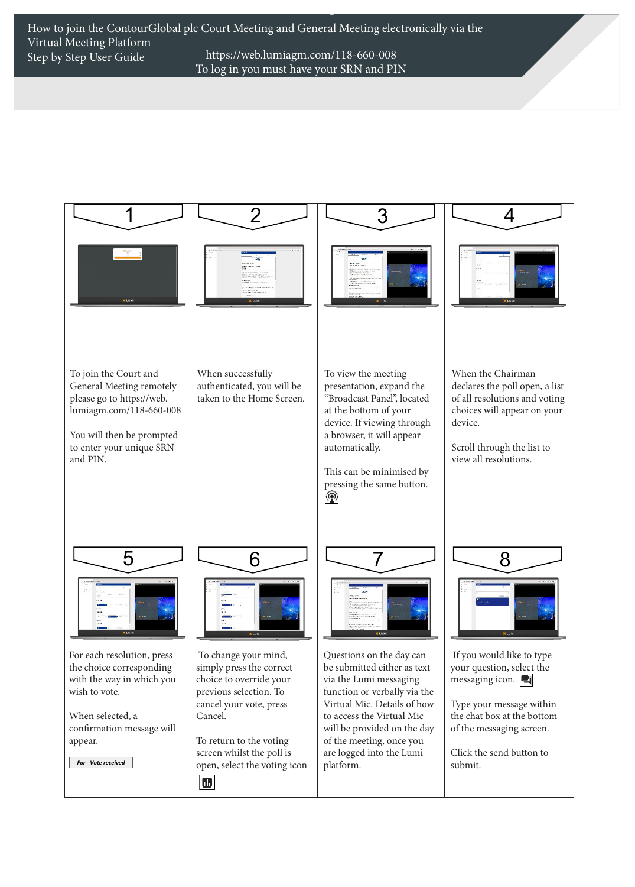# How to join the ContourGlobal plc Court Meeting and General Meeting electronically via the Virtual Meeting Platform

## Step by Step User Guide

https://web.lumiagm.com/118-660-008

To log in you must have your SRN and PIN

**1**

To join the Court and General Meeting remotely please go to https://web.lumiagm.com/118-660-008

You will then be prompted to enter your unique SRN and PIN.

**2**

When successfully authenticated, you will be taken to the Home Screen.

**3**

To view the meeting presentation, expand the "Broadcast Panel", located at the bottom of your device. If viewing through a browser, it will appear automatically.

This can be minimised by pressing the same button.

**4**

When the Chairman declares the poll open, a list of all resolutions and voting choices will appear on your device.

Scroll through the list to view all resolutions.

**5**

For each resolution, press the choice corresponding with the way in which you wish to vote.

When selected, a confirmation message will appear.

*For - Vote received*

**6**

To change your mind, simply press the correct choice to override your previous selection. To cancel your vote, press Cancel.

To return to the voting screen whilst the poll is open, select the voting icon

**7**

Questions on the day can be submitted either as text via the Lumi messaging function or verbally via the Virtual Mic. Details of how to access the Virtual Mic will be provided on the day of the meeting, once you are logged into the Lumi platform.

**8**

If you would like to type your question, select the messaging icon.

Type your message within the chat box at the bottom of the messaging screen.

Click the send button to submit.